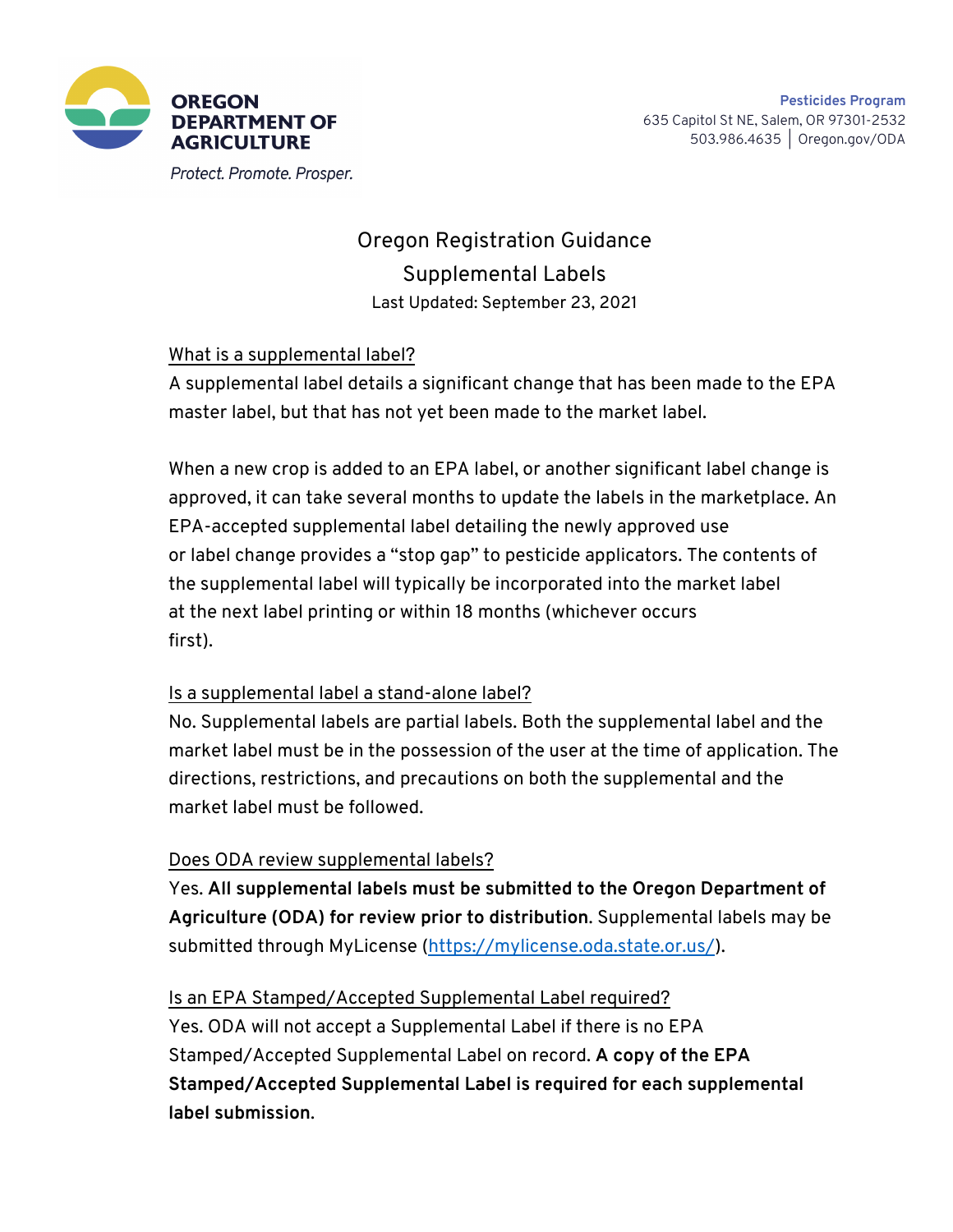**OREGON DEPARTMENT OF AGRICULTURE**

*Protect. Promote. Prosper.*

**Pesticides Program**
635 Capitol St NE, Salem, OR 97301-2532
503.986.4635 | Oregon.gov/ODA

# Oregon Registration Guidance

## Supplemental Labels

Last Updated: September 23, 2021

### What is a supplemental label?

A supplemental label details a significant change that has been made to the EPA master label, but that has not yet been made to the market label.

When a new crop is added to an EPA label, or another significant label change is approved, it can take several months to update the labels in the marketplace. An EPA-accepted supplemental label detailing the newly approved use or label change provides a "stop gap" to pesticide applicators. The contents of the supplemental label will typically be incorporated into the market label at the next label printing or within 18 months (whichever occurs first).

### Is a supplemental label a stand-alone label?

No. Supplemental labels are partial labels. Both the supplemental label and the market label must be in the possession of the user at the time of application. The directions, restrictions, and precautions on both the supplemental and the market label must be followed.

### Does ODA review supplemental labels?

Yes. **All supplemental labels must be submitted to the Oregon Department of Agriculture (ODA) for review prior to distribution**. Supplemental labels may be submitted through MyLicense (https://mylicense.oda.state.or.us/).

### Is an EPA Stamped/Accepted Supplemental Label required?

Yes. ODA will not accept a Supplemental Label if there is no EPA Stamped/Accepted Supplemental Label on record. **A copy of the EPA Stamped/Accepted Supplemental Label is required for each supplemental label submission.**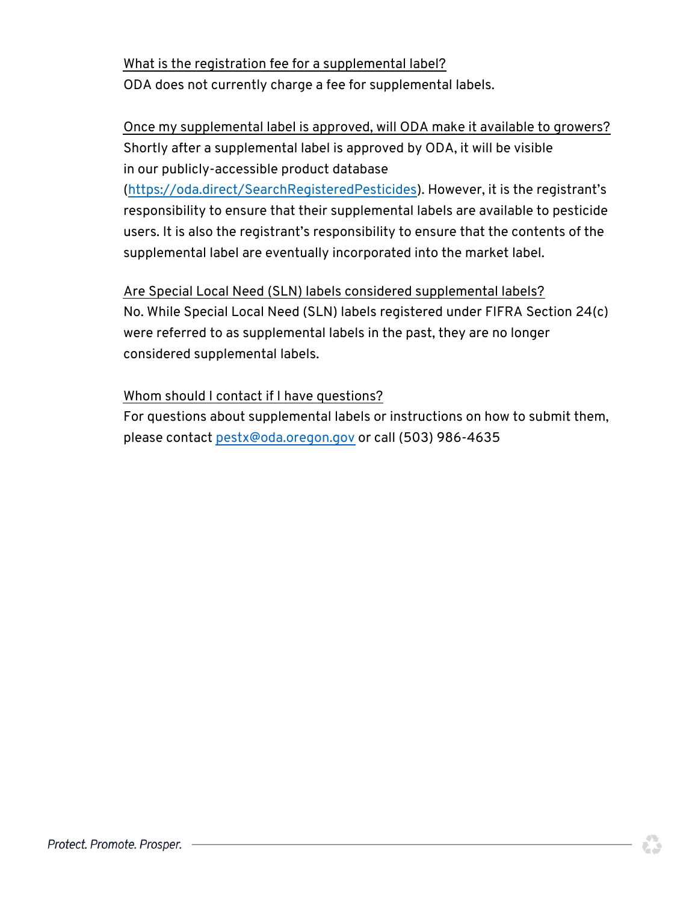What is the registration fee for a supplemental label?

ODA does not currently charge a fee for supplemental labels.

Once my supplemental label is approved, will ODA make it available to growers?

Shortly after a supplemental label is approved by ODA, it will be visible in our publicly-accessible product database (https://oda.direct/SearchRegisteredPesticides). However, it is the registrant's responsibility to ensure that their supplemental labels are available to pesticide users. It is also the registrant's responsibility to ensure that the contents of the supplemental label are eventually incorporated into the market label.

Are Special Local Need (SLN) labels considered supplemental labels?

No. While Special Local Need (SLN) labels registered under FIFRA Section 24(c) were referred to as supplemental labels in the past, they are no longer considered supplemental labels.

Whom should I contact if I have questions?

For questions about supplemental labels or instructions on how to submit them, please contact pestx@oda.oregon.gov or call (503) 986-4635